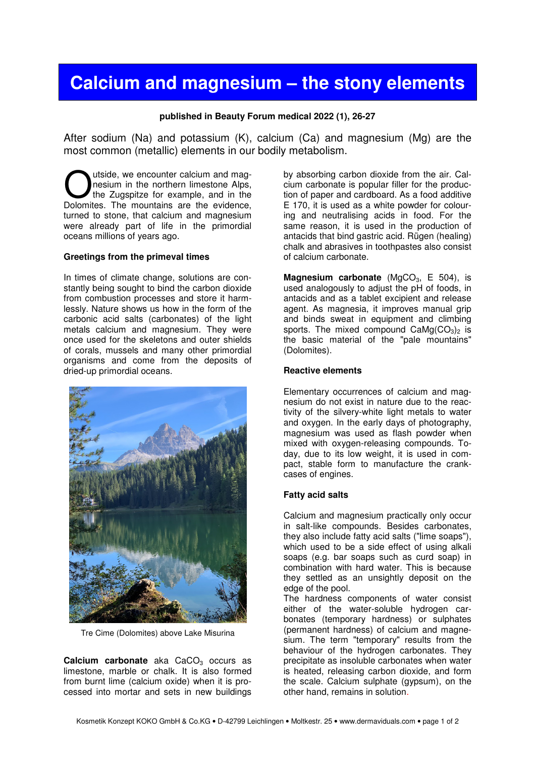# Calcium and magnesium – the stony elements

**published in Beauty Forum medical 2022 (1), 26-27**

After sodium (Na) and potassium (K), calcium (Ca) and magnesium (Mg) are the most common (metallic) elements in our bodily metabolism.

Outside, we encounter calcium and magnesium in the northern limestone Alps, the Zugspitze for example, and in the Dolomites. The mountains are the evidence, turned to stone, that calcium and magnesium were already part of life in the primordial oceans millions of years ago.

### Greetings from the primeval times

In times of climate change, solutions are constantly being sought to bind the carbon dioxide from combustion processes and store it harmlessly. Nature shows us how in the form of the carbonic acid salts (carbonates) of the light metals calcium and magnesium. They were once used for the skeletons and outer shields of corals, mussels and many other primordial organisms and come from the deposits of dried-up primordial oceans.

Tre Cime (Dolomites) above Lake Misurina

**Calcium carbonate** aka $CaCO_3$ occurs as limestone, marble or chalk. It is also formed from burnt lime (calcium oxide) when it is processed into mortar and sets in new buildings by absorbing carbon dioxide from the air. Calcium carbonate is popular filler for the production of paper and cardboard. As a food additive E 170, it is used as a white powder for colouring and neutralising acids in food. For the same reason, it is used in the production of antacids that bind gastric acid. Rügen (healing) chalk and abrasives in toothpastes also consist of calcium carbonate.

**Magnesium carbonate** ($MgCO_3$, E 504), is used analogously to adjust the pH of foods, in antacids and as a tablet excipient and release agent. As magnesia, it improves manual grip and binds sweat in equipment and climbing sports. The mixed compound $CaMg(CO_3)_2$ is the basic material of the "pale mountains" (Dolomites).

### Reactive elements

Elementary occurrences of calcium and magnesium do not exist in nature due to the reactivity of the silvery-white light metals to water and oxygen. In the early days of photography, magnesium was used as flash powder when mixed with oxygen-releasing compounds. Today, due to its low weight, it is used in compact, stable form to manufacture the crankcases of engines.

### Fatty acid salts

Calcium and magnesium practically only occur in salt-like compounds. Besides carbonates, they also include fatty acid salts ("lime soaps"), which used to be a side effect of using alkali soaps (e.g. bar soaps such as curd soap) in combination with hard water. This is because they settled as an unsightly deposit on the edge of the pool.

The hardness components of water consist either of the water-soluble hydrogen carbonates (temporary hardness) or sulphates (permanent hardness) of calcium and magnesium. The term "temporary" results from the behaviour of the hydrogen carbonates. They precipitate as insoluble carbonates when water is heated, releasing carbon dioxide, and form the scale. Calcium sulphate (gypsum), on the other hand, remains in solution.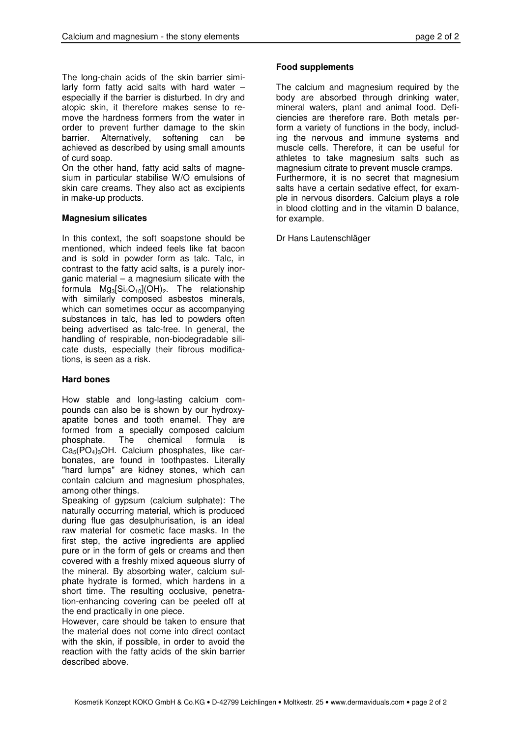The long-chain acids of the skin barrier similarly form fatty acid salts with hard water – especially if the barrier is disturbed. In dry and atopic skin, it therefore makes sense to remove the hardness formers from the water in order to prevent further damage to the skin barrier. Alternatively, softening can be achieved as described by using small amounts of curd soap.

On the other hand, fatty acid salts of magnesium in particular stabilise W/O emulsions of skin care creams. They also act as excipients in make-up products.

**Magnesium silicates**

In this context, the soft soapstone should be mentioned, which indeed feels like fat bacon and is sold in powder form as talc. Talc, in contrast to the fatty acid salts, is a purely inorganic material – a magnesium silicate with the formula $Mg_3[Si_4O_{10}](OH)_2$. The relationship with similarly composed asbestos minerals, which can sometimes occur as accompanying substances in talc, has led to powders often being advertised as talc-free. In general, the handling of respirable, non-biodegradable silicate dusts, especially their fibrous modifications, is seen as a risk.

**Hard bones**

How stable and long-lasting calcium compounds can also be is shown by our hydroxyapatite bones and tooth enamel. They are formed from a specially composed calcium phosphate. The chemical formula is $Ca_5(PO_4)_3OH$. Calcium phosphates, like carbonates, are found in toothpastes. Literally "hard lumps" are kidney stones, which can contain calcium and magnesium phosphates, among other things.

Speaking of gypsum (calcium sulphate): The naturally occurring material, which is produced during flue gas desulphurisation, is an ideal raw material for cosmetic face masks. In the first step, the active ingredients are applied pure or in the form of gels or creams and then covered with a freshly mixed aqueous slurry of the mineral. By absorbing water, calcium sulphate hydrate is formed, which hardens in a short time. The resulting occlusive, penetration-enhancing covering can be peeled off at the end practically in one piece.

However, care should be taken to ensure that the material does not come into direct contact with the skin, if possible, in order to avoid the reaction with the fatty acids of the skin barrier described above.

**Food supplements**

The calcium and magnesium required by the body are absorbed through drinking water, mineral waters, plant and animal food. Deficiencies are therefore rare. Both metals perform a variety of functions in the body, including the nervous and immune systems and muscle cells. Therefore, it can be useful for athletes to take magnesium salts such as magnesium citrate to prevent muscle cramps.

Furthermore, it is no secret that magnesium salts have a certain sedative effect, for example in nervous disorders. Calcium plays a role in blood clotting and in the vitamin D balance, for example.

Dr Hans Lautenschläger